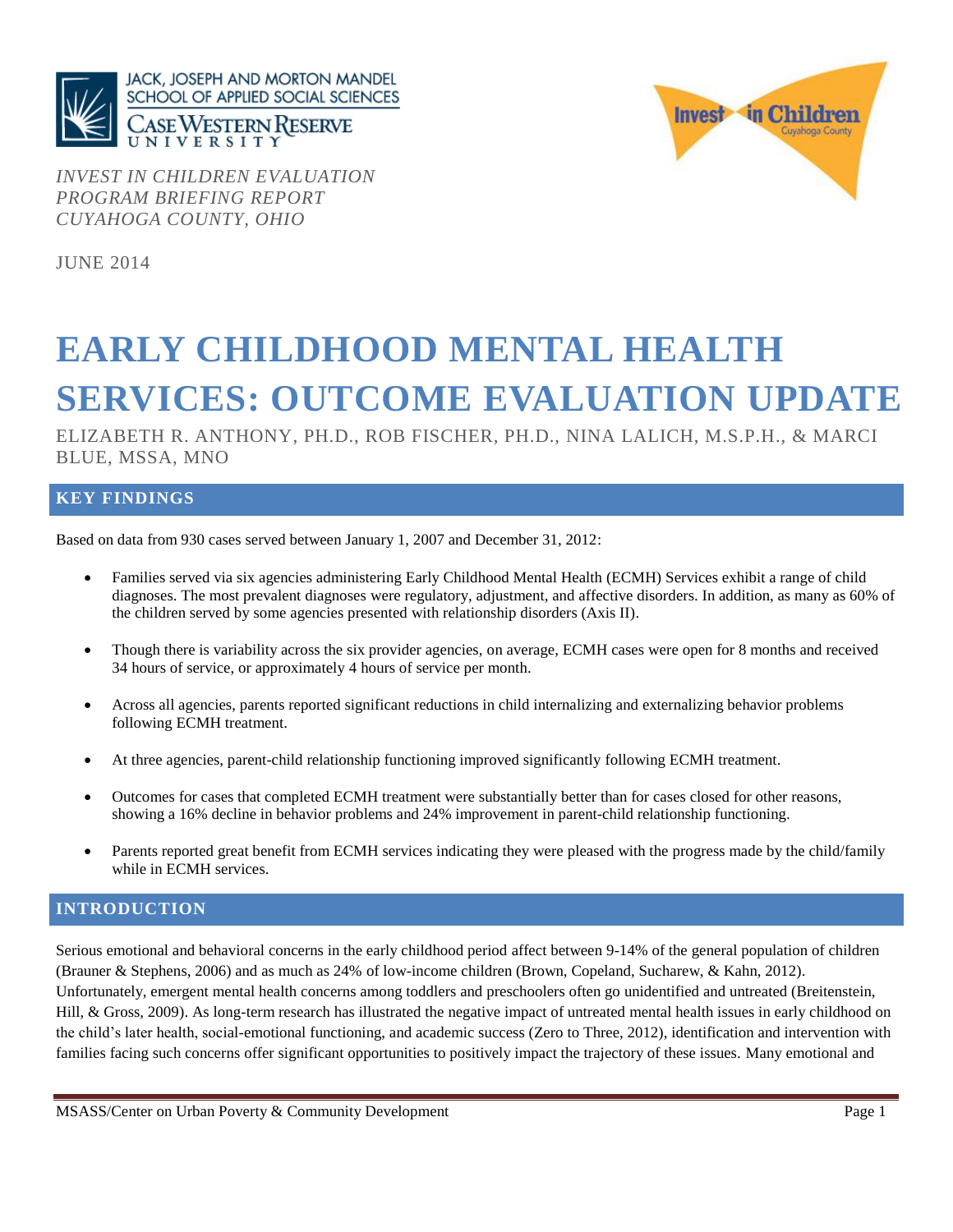JACK, JOSEPH AND MORTON MANDEL SCHOOL OF APPLIED SOCIAL SCIENCES
CASE WESTERN RESERVE UNIVERSITY

Invest in Children
Cuyahoga County

*INVEST IN CHILDREN EVALUATION*
*PROGRAM BRIEFING REPORT*
*CUYAHOGA COUNTY, OHIO*

JUNE 2014

# EARLY CHILDHOOD MENTAL HEALTH SERVICES: OUTCOME EVALUATION UPDATE

ELIZABETH R. ANTHONY, PH.D., ROB FISCHER, PH.D., NINA LALICH, M.S.P.H., & MARCI BLUE, MSSA, MNO

## KEY FINDINGS

Based on data from 930 cases served between January 1, 2007 and December 31, 2012:

- Families served via six agencies administering Early Childhood Mental Health (ECMH) Services exhibit a range of child diagnoses. The most prevalent diagnoses were regulatory, adjustment, and affective disorders. In addition, as many as 60% of the children served by some agencies presented with relationship disorders (Axis II).
- Though there is variability across the six provider agencies, on average, ECMH cases were open for 8 months and received 34 hours of service, or approximately 4 hours of service per month.
- Across all agencies, parents reported significant reductions in child internalizing and externalizing behavior problems following ECMH treatment.
- At three agencies, parent-child relationship functioning improved significantly following ECMH treatment.
- Outcomes for cases that completed ECMH treatment were substantially better than for cases closed for other reasons, showing a 16% decline in behavior problems and 24% improvement in parent-child relationship functioning.
- Parents reported great benefit from ECMH services indicating they were pleased with the progress made by the child/family while in ECMH services.

## INTRODUCTION

Serious emotional and behavioral concerns in the early childhood period affect between 9-14% of the general population of children (Brauner & Stephens, 2006) and as much as 24% of low-income children (Brown, Copeland, Sucharew, & Kahn, 2012). Unfortunately, emergent mental health concerns among toddlers and preschoolers often go unidentified and untreated (Breitenstein, Hill, & Gross, 2009). As long-term research has illustrated the negative impact of untreated mental health issues in early childhood on the child's later health, social-emotional functioning, and academic success (Zero to Three, 2012), identification and intervention with families facing such concerns offer significant opportunities to positively impact the trajectory of these issues. Many emotional and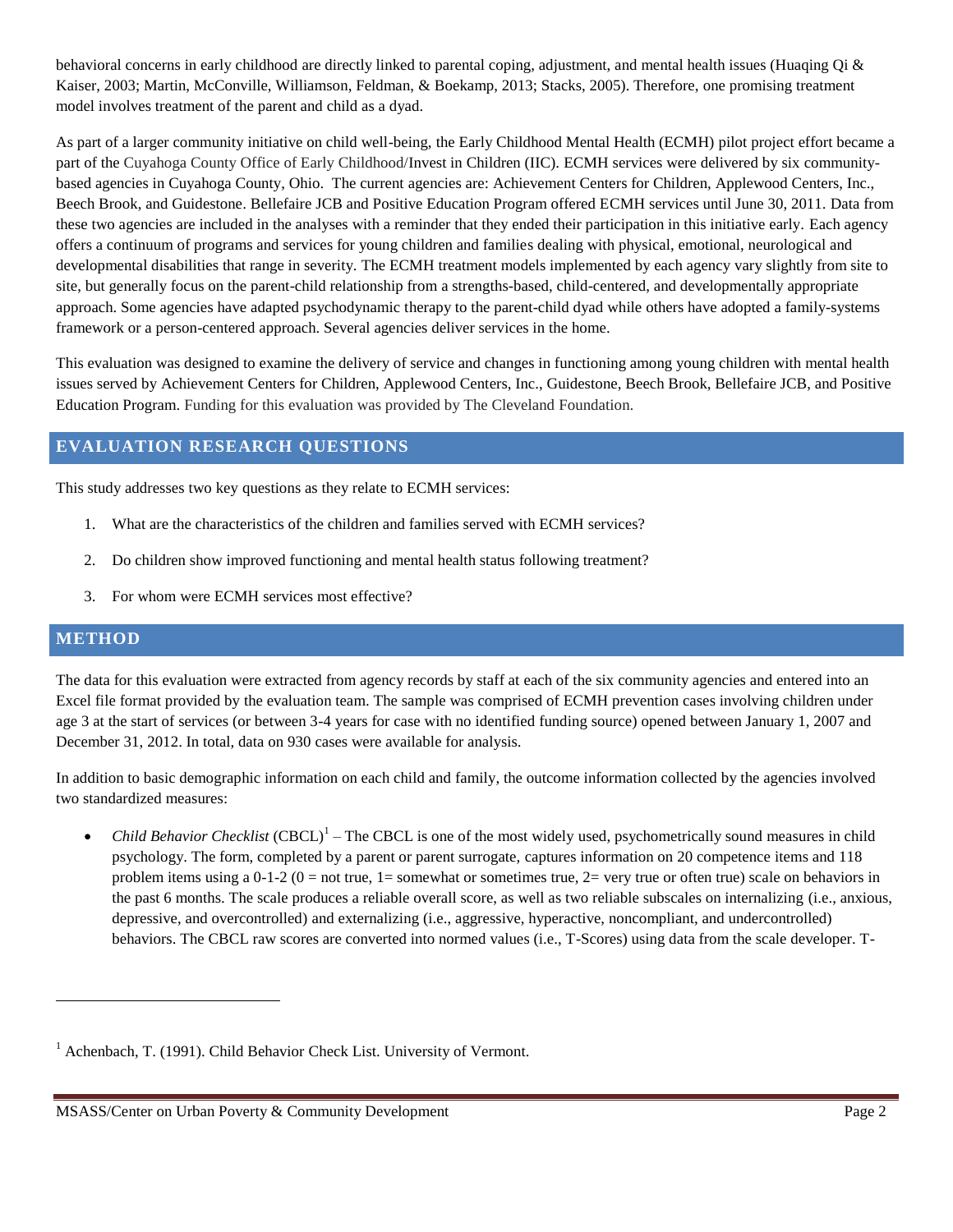behavioral concerns in early childhood are directly linked to parental coping, adjustment, and mental health issues (Huaqing Qi & Kaiser, 2003; Martin, McConville, Williamson, Feldman, & Boekamp, 2013; Stacks, 2005). Therefore, one promising treatment model involves treatment of the parent and child as a dyad.

As part of a larger community initiative on child well-being, the Early Childhood Mental Health (ECMH) pilot project effort became a part of the Cuyahoga County Office of Early Childhood/Invest in Children (IIC). ECMH services were delivered by six community-based agencies in Cuyahoga County, Ohio. The current agencies are: Achievement Centers for Children, Applewood Centers, Inc., Beech Brook, and Guidestone. Bellefaire JCB and Positive Education Program offered ECMH services until June 30, 2011. Data from these two agencies are included in the analyses with a reminder that they ended their participation in this initiative early. Each agency offers a continuum of programs and services for young children and families dealing with physical, emotional, neurological and developmental disabilities that range in severity. The ECMH treatment models implemented by each agency vary slightly from site to site, but generally focus on the parent-child relationship from a strengths-based, child-centered, and developmentally appropriate approach. Some agencies have adapted psychodynamic therapy to the parent-child dyad while others have adopted a family-systems framework or a person-centered approach. Several agencies deliver services in the home.

This evaluation was designed to examine the delivery of service and changes in functioning among young children with mental health issues served by Achievement Centers for Children, Applewood Centers, Inc., Guidestone, Beech Brook, Bellefaire JCB, and Positive Education Program. Funding for this evaluation was provided by The Cleveland Foundation.

## EVALUATION RESEARCH QUESTIONS

This study addresses two key questions as they relate to ECMH services:

1. What are the characteristics of the children and families served with ECMH services?
2. Do children show improved functioning and mental health status following treatment?
3. For whom were ECMH services most effective?

## METHOD

The data for this evaluation were extracted from agency records by staff at each of the six community agencies and entered into an Excel file format provided by the evaluation team. The sample was comprised of ECMH prevention cases involving children under age 3 at the start of services (or between 3-4 years for case with no identified funding source) opened between January 1, 2007 and December 31, 2012. In total, data on 930 cases were available for analysis.

In addition to basic demographic information on each child and family, the outcome information collected by the agencies involved two standardized measures:

- *Child Behavior Checklist* (CBCL)[1] – The CBCL is one of the most widely used, psychometrically sound measures in child psychology. The form, completed by a parent or parent surrogate, captures information on 20 competence items and 118 problem items using a 0-1-2 (0 = not true, 1= somewhat or sometimes true, 2= very true or often true) scale on behaviors in the past 6 months. The scale produces a reliable overall score, as well as two reliable subscales on internalizing (i.e., anxious, depressive, and overcontrolled) and externalizing (i.e., aggressive, hyperactive, noncompliant, and undercontrolled) behaviors. The CBCL raw scores are converted into normed values (i.e., T-Scores) using data from the scale developer. T-

[1] Achenbach, T. (1991). Child Behavior Check List. University of Vermont.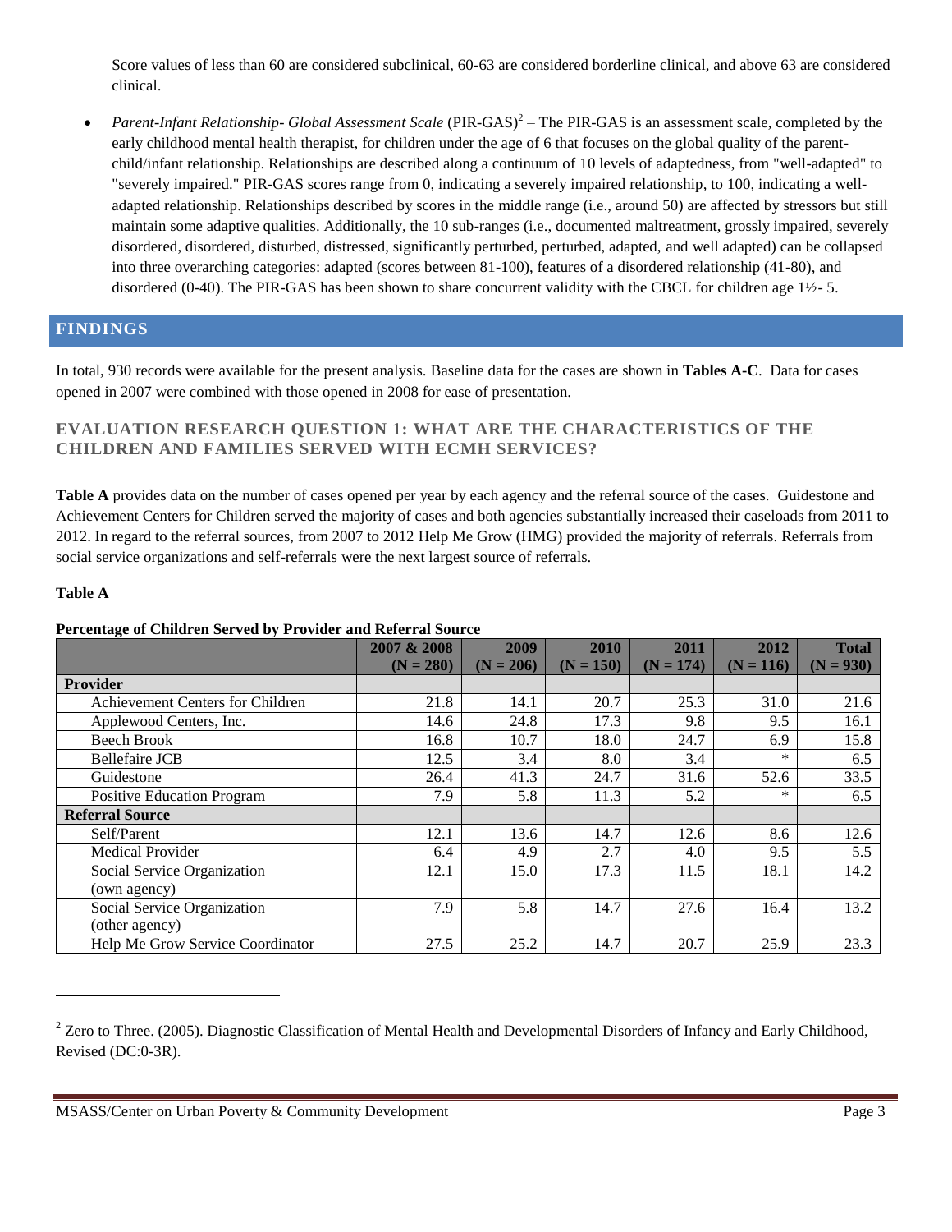Score values of less than 60 are considered subclinical, 60-63 are considered borderline clinical, and above 63 are considered clinical.

- *Parent-Infant Relationship- Global Assessment Scale* (PIR-GAS)[2] – The PIR-GAS is an assessment scale, completed by the early childhood mental health therapist, for children under the age of 6 that focuses on the global quality of the parent-child/infant relationship. Relationships are described along a continuum of 10 levels of adaptedness, from "well-adapted" to "severely impaired." PIR-GAS scores range from 0, indicating a severely impaired relationship, to 100, indicating a well-adapted relationship. Relationships described by scores in the middle range (i.e., around 50) are affected by stressors but still maintain some adaptive qualities. Additionally, the 10 sub-ranges (i.e., documented maltreatment, grossly impaired, severely disordered, disordered, disturbed, distressed, significantly perturbed, perturbed, adapted, and well adapted) can be collapsed into three overarching categories: adapted (scores between 81-100), features of a disordered relationship (41-80), and disordered (0-40). The PIR-GAS has been shown to share concurrent validity with the CBCL for children age 1½- 5.

## FINDINGS

In total, 930 records were available for the present analysis. Baseline data for the cases are shown in **Tables A-C**. Data for cases opened in 2007 were combined with those opened in 2008 for ease of presentation.

### EVALUATION RESEARCH QUESTION 1: WHAT ARE THE CHARACTERISTICS OF THE CHILDREN AND FAMILIES SERVED WITH ECMH SERVICES?

**Table A** provides data on the number of cases opened per year by each agency and the referral source of the cases. Guidestone and Achievement Centers for Children served the majority of cases and both agencies substantially increased their caseloads from 2011 to 2012. In regard to the referral sources, from 2007 to 2012 Help Me Grow (HMG) provided the majority of referrals. Referrals from social service organizations and self-referrals were the next largest source of referrals.

**Table A**

**Percentage of Children Served by Provider and Referral Source**

| | 2007 & 2008 (N = 280) | 2009 (N = 206) | 2010 (N = 150) | 2011 (N = 174) | 2012 (N = 116) | Total (N = 930) |
|---|---|---|---|---|---|---|
| **Provider** | | | | | | |
| Achievement Centers for Children | 21.8 | 14.1 | 20.7 | 25.3 | 31.0 | 21.6 |
| Applewood Centers, Inc. | 14.6 | 24.8 | 17.3 | 9.8 | 9.5 | 16.1 |
| Beech Brook | 16.8 | 10.7 | 18.0 | 24.7 | 6.9 | 15.8 |
| Bellefaire JCB | 12.5 | 3.4 | 8.0 | 3.4 | * | 6.5 |
| Guidestone | 26.4 | 41.3 | 24.7 | 31.6 | 52.6 | 33.5 |
| Positive Education Program | 7.9 | 5.8 | 11.3 | 5.2 | * | 6.5 |
| **Referral Source** | | | | | | |
| Self/Parent | 12.1 | 13.6 | 14.7 | 12.6 | 8.6 | 12.6 |
| Medical Provider | 6.4 | 4.9 | 2.7 | 4.0 | 9.5 | 5.5 |
| Social Service Organization (own agency) | 12.1 | 15.0 | 17.3 | 11.5 | 18.1 | 14.2 |
| Social Service Organization (other agency) | 7.9 | 5.8 | 14.7 | 27.6 | 16.4 | 13.2 |
| Help Me Grow Service Coordinator | 27.5 | 25.2 | 14.7 | 20.7 | 25.9 | 23.3 |

[2] Zero to Three. (2005). Diagnostic Classification of Mental Health and Developmental Disorders of Infancy and Early Childhood, Revised (DC:0-3R).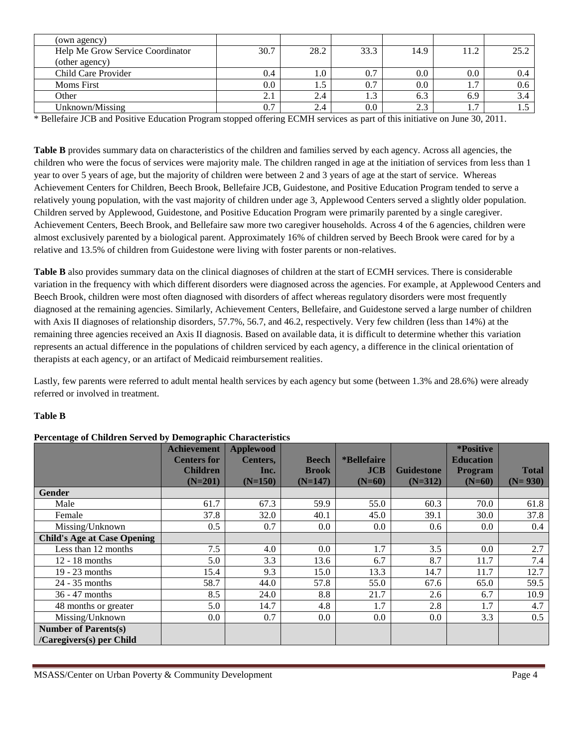| (own agency) | | | | | | |
|---|---|---|---|---|---|---|
| Help Me Grow Service Coordinator (other agency) | 30.7 | 28.2 | 33.3 | 14.9 | 11.2 | 25.2 |
| Child Care Provider | 0.4 | 1.0 | 0.7 | 0.0 | 0.0 | 0.4 |
| Moms First | 0.0 | 1.5 | 0.7 | 0.0 | 1.7 | 0.6 |
| Other | 2.1 | 2.4 | 1.3 | 6.3 | 6.9 | 3.4 |
| Unknown/Missing | 0.7 | 2.4 | 0.0 | 2.3 | 1.7 | 1.5 |

* Bellefaire JCB and Positive Education Program stopped offering ECMH services as part of this initiative on June 30, 2011.

**Table B** provides summary data on characteristics of the children and families served by each agency. Across all agencies, the children who were the focus of services were majority male. The children ranged in age at the initiation of services from less than 1 year to over 5 years of age, but the majority of children were between 2 and 3 years of age at the start of service. Whereas Achievement Centers for Children, Beech Brook, Bellefaire JCB, Guidestone, and Positive Education Program tended to serve a relatively young population, with the vast majority of children under age 3, Applewood Centers served a slightly older population. Children served by Applewood, Guidestone, and Positive Education Program were primarily parented by a single caregiver. Achievement Centers, Beech Brook, and Bellefaire saw more two caregiver households. Across 4 of the 6 agencies, children were almost exclusively parented by a biological parent. Approximately 16% of children served by Beech Brook were cared for by a relative and 13.5% of children from Guidestone were living with foster parents or non-relatives.

**Table B** also provides summary data on the clinical diagnoses of children at the start of ECMH services. There is considerable variation in the frequency with which different disorders were diagnosed across the agencies. For example, at Applewood Centers and Beech Brook, children were most often diagnosed with disorders of affect whereas regulatory disorders were most frequently diagnosed at the remaining agencies. Similarly, Achievement Centers, Bellefaire, and Guidestone served a large number of children with Axis II diagnoses of relationship disorders, 57.7%, 56.7, and 46.2, respectively. Very few children (less than 14%) at the remaining three agencies received an Axis II diagnosis. Based on available data, it is difficult to determine whether this variation represents an actual difference in the populations of children serviced by each agency, a difference in the clinical orientation of therapists at each agency, or an artifact of Medicaid reimbursement realities.

Lastly, few parents were referred to adult mental health services by each agency but some (between 1.3% and 28.6%) were already referred or involved in treatment.

**Table B**

**Percentage of Children Served by Demographic Characteristics**

| | Achievement Centers for Children (N=201) | Applewood Centers, Inc. (N=150) | Beech Brook (N=147) | *Bellefaire JCB (N=60) | Guidestone (N=312) | *Positive Education Program (N=60) | Total (N= 930) |
|---|---|---|---|---|---|---|---|
| **Gender** | | | | | | | |
| Male | 61.7 | 67.3 | 59.9 | 55.0 | 60.3 | 70.0 | 61.8 |
| Female | 37.8 | 32.0 | 40.1 | 45.0 | 39.1 | 30.0 | 37.8 |
| Missing/Unknown | 0.5 | 0.7 | 0.0 | 0.0 | 0.6 | 0.0 | 0.4 |
| **Child's Age at Case Opening** | | | | | | | |
| Less than 12 months | 7.5 | 4.0 | 0.0 | 1.7 | 3.5 | 0.0 | 2.7 |
| 12 - 18 months | 5.0 | 3.3 | 13.6 | 6.7 | 8.7 | 11.7 | 7.4 |
| 19 - 23 months | 15.4 | 9.3 | 15.0 | 13.3 | 14.7 | 11.7 | 12.7 |
| 24 - 35 months | 58.7 | 44.0 | 57.8 | 55.0 | 67.6 | 65.0 | 59.5 |
| 36 - 47 months | 8.5 | 24.0 | 8.8 | 21.7 | 2.6 | 6.7 | 10.9 |
| 48 months or greater | 5.0 | 14.7 | 4.8 | 1.7 | 2.8 | 1.7 | 4.7 |
| Missing/Unknown | 0.0 | 0.7 | 0.0 | 0.0 | 0.0 | 3.3 | 0.5 |
| **Number of Parents(s) /Caregivers(s) per Child** | | | | | | | |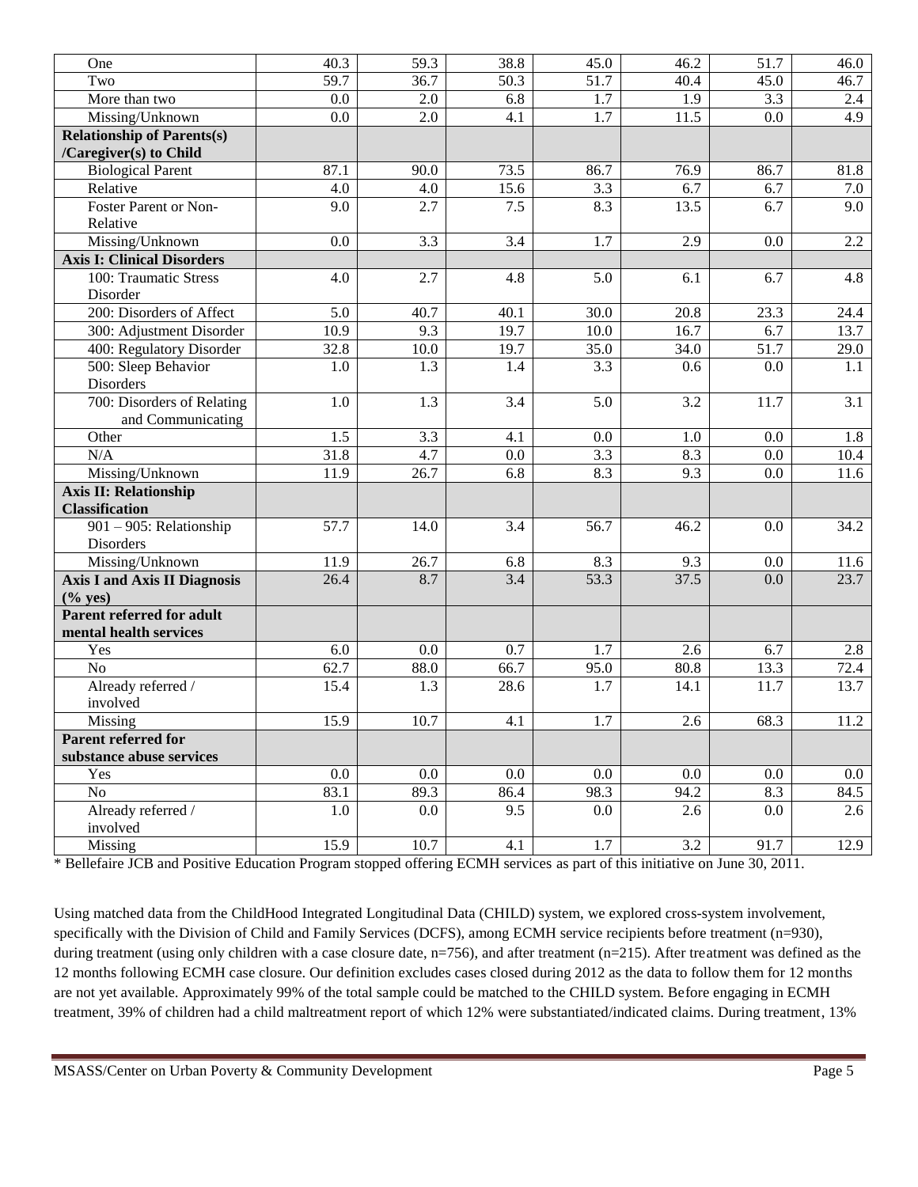| | | | | | | | |
|---|---|---|---|---|---|---|---|
| One | 40.3 | 59.3 | 38.8 | 45.0 | 46.2 | 51.7 | 46.0 |
| Two | 59.7 | 36.7 | 50.3 | 51.7 | 40.4 | 45.0 | 46.7 |
| More than two | 0.0 | 2.0 | 6.8 | 1.7 | 1.9 | 3.3 | 2.4 |
| Missing/Unknown | 0.0 | 2.0 | 4.1 | 1.7 | 11.5 | 0.0 | 4.9 |
| **Relationship of Parents(s) /Caregiver(s) to Child** | | | | | | | |
| Biological Parent | 87.1 | 90.0 | 73.5 | 86.7 | 76.9 | 86.7 | 81.8 |
| Relative | 4.0 | 4.0 | 15.6 | 3.3 | 6.7 | 6.7 | 7.0 |
| Foster Parent or Non-Relative | 9.0 | 2.7 | 7.5 | 8.3 | 13.5 | 6.7 | 9.0 |
| Missing/Unknown | 0.0 | 3.3 | 3.4 | 1.7 | 2.9 | 0.0 | 2.2 |
| **Axis I: Clinical Disorders** | | | | | | | |
| 100: Traumatic Stress Disorder | 4.0 | 2.7 | 4.8 | 5.0 | 6.1 | 6.7 | 4.8 |
| 200: Disorders of Affect | 5.0 | 40.7 | 40.1 | 30.0 | 20.8 | 23.3 | 24.4 |
| 300: Adjustment Disorder | 10.9 | 9.3 | 19.7 | 10.0 | 16.7 | 6.7 | 13.7 |
| 400: Regulatory Disorder | 32.8 | 10.0 | 19.7 | 35.0 | 34.0 | 51.7 | 29.0 |
| 500: Sleep Behavior Disorders | 1.0 | 1.3 | 1.4 | 3.3 | 0.6 | 0.0 | 1.1 |
| 700: Disorders of Relating and Communicating | 1.0 | 1.3 | 3.4 | 5.0 | 3.2 | 11.7 | 3.1 |
| Other | 1.5 | 3.3 | 4.1 | 0.0 | 1.0 | 0.0 | 1.8 |
| N/A | 31.8 | 4.7 | 0.0 | 3.3 | 8.3 | 0.0 | 10.4 |
| Missing/Unknown | 11.9 | 26.7 | 6.8 | 8.3 | 9.3 | 0.0 | 11.6 |
| **Axis II: Relationship Classification** | | | | | | | |
| 901 – 905: Relationship Disorders | 57.7 | 14.0 | 3.4 | 56.7 | 46.2 | 0.0 | 34.2 |
| Missing/Unknown | 11.9 | 26.7 | 6.8 | 8.3 | 9.3 | 0.0 | 11.6 |
| **Axis I and Axis II Diagnosis (% yes)** | 26.4 | 8.7 | 3.4 | 53.3 | 37.5 | 0.0 | 23.7 |
| **Parent referred for adult mental health services** | | | | | | | |
| Yes | 6.0 | 0.0 | 0.7 | 1.7 | 2.6 | 6.7 | 2.8 |
| No | 62.7 | 88.0 | 66.7 | 95.0 | 80.8 | 13.3 | 72.4 |
| Already referred / involved | 15.4 | 1.3 | 28.6 | 1.7 | 14.1 | 11.7 | 13.7 |
| Missing | 15.9 | 10.7 | 4.1 | 1.7 | 2.6 | 68.3 | 11.2 |
| **Parent referred for substance abuse services** | | | | | | | |
| Yes | 0.0 | 0.0 | 0.0 | 0.0 | 0.0 | 0.0 | 0.0 |
| No | 83.1 | 89.3 | 86.4 | 98.3 | 94.2 | 8.3 | 84.5 |
| Already referred / involved | 1.0 | 0.0 | 9.5 | 0.0 | 2.6 | 0.0 | 2.6 |
| Missing | 15.9 | 10.7 | 4.1 | 1.7 | 3.2 | 91.7 | 12.9 |

* Bellefaire JCB and Positive Education Program stopped offering ECMH services as part of this initiative on June 30, 2011.

Using matched data from the ChildHood Integrated Longitudinal Data (CHILD) system, we explored cross-system involvement, specifically with the Division of Child and Family Services (DCFS), among ECMH service recipients before treatment (n=930), during treatment (using only children with a case closure date, n=756), and after treatment (n=215). After treatment was defined as the 12 months following ECMH case closure. Our definition excludes cases closed during 2012 as the data to follow them for 12 months are not yet available. Approximately 99% of the total sample could be matched to the CHILD system. Before engaging in ECMH treatment, 39% of children had a child maltreatment report of which 12% were substantiated/indicated claims. During treatment, 13%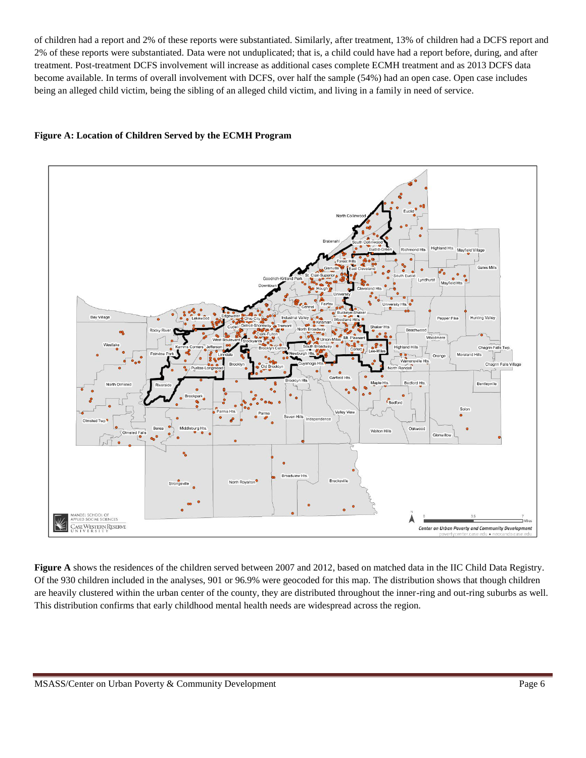of children had a report and 2% of these reports were substantiated. Similarly, after treatment, 13% of children had a DCFS report and 2% of these reports were substantiated. Data were not unduplicated; that is, a child could have had a report before, during, and after treatment. Post-treatment DCFS involvement will increase as additional cases complete ECMH treatment and as 2013 DCFS data become available. In terms of overall involvement with DCFS, over half the sample (54%) had an open case. Open case includes being an alleged child victim, being the sibling of an alleged child victim, and living in a family in need of service.

**Figure A: Location of Children Served by the ECMH Program**

**Figure A** shows the residences of the children served between 2007 and 2012, based on matched data in the IIC Child Data Registry. Of the 930 children included in the analyses, 901 or 96.9% were geocoded for this map. The distribution shows that though children are heavily clustered within the urban center of the county, they are distributed throughout the inner-ring and out-ring suburbs as well. This distribution confirms that early childhood mental health needs are widespread across the region.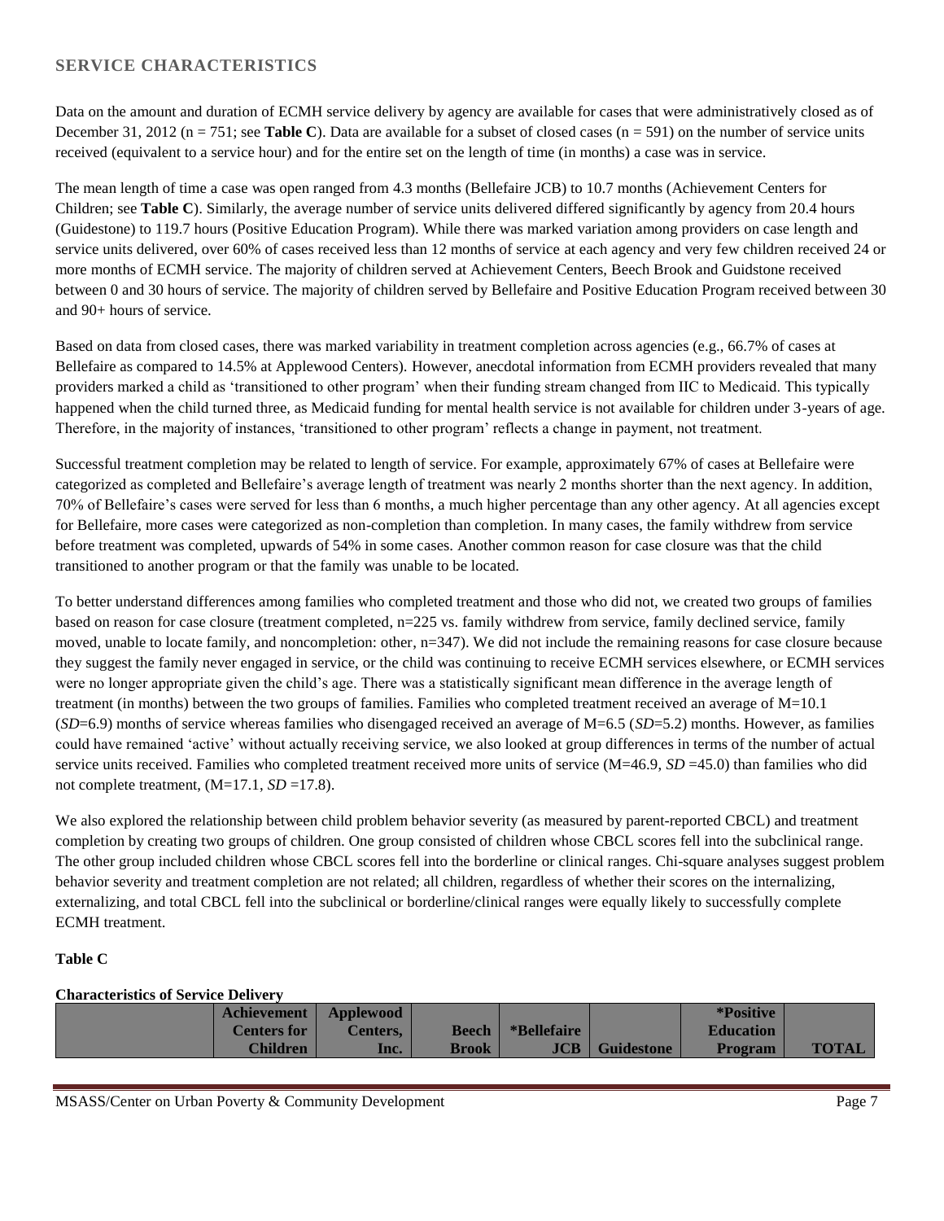## SERVICE CHARACTERISTICS

Data on the amount and duration of ECMH service delivery by agency are available for cases that were administratively closed as of December 31, 2012 (n = 751; see **Table C**). Data are available for a subset of closed cases (n = 591) on the number of service units received (equivalent to a service hour) and for the entire set on the length of time (in months) a case was in service.

The mean length of time a case was open ranged from 4.3 months (Bellefaire JCB) to 10.7 months (Achievement Centers for Children; see **Table C**). Similarly, the average number of service units delivered differed significantly by agency from 20.4 hours (Guidestone) to 119.7 hours (Positive Education Program). While there was marked variation among providers on case length and service units delivered, over 60% of cases received less than 12 months of service at each agency and very few children received 24 or more months of ECMH service. The majority of children served at Achievement Centers, Beech Brook and Guidstone received between 0 and 30 hours of service. The majority of children served by Bellefaire and Positive Education Program received between 30 and 90+ hours of service.

Based on data from closed cases, there was marked variability in treatment completion across agencies (e.g., 66.7% of cases at Bellefaire as compared to 14.5% at Applewood Centers). However, anecdotal information from ECMH providers revealed that many providers marked a child as 'transitioned to other program' when their funding stream changed from IIC to Medicaid. This typically happened when the child turned three, as Medicaid funding for mental health service is not available for children under 3-years of age. Therefore, in the majority of instances, 'transitioned to other program' reflects a change in payment, not treatment.

Successful treatment completion may be related to length of service. For example, approximately 67% of cases at Bellefaire were categorized as completed and Bellefaire's average length of treatment was nearly 2 months shorter than the next agency. In addition, 70% of Bellefaire's cases were served for less than 6 months, a much higher percentage than any other agency. At all agencies except for Bellefaire, more cases were categorized as non-completion than completion. In many cases, the family withdrew from service before treatment was completed, upwards of 54% in some cases. Another common reason for case closure was that the child transitioned to another program or that the family was unable to be located.

To better understand differences among families who completed treatment and those who did not, we created two groups of families based on reason for case closure (treatment completed, n=225 vs. family withdrew from service, family declined service, family moved, unable to locate family, and noncompletion: other, n=347). We did not include the remaining reasons for case closure because they suggest the family never engaged in service, or the child was continuing to receive ECMH services elsewhere, or ECMH services were no longer appropriate given the child's age. There was a statistically significant mean difference in the average length of treatment (in months) between the two groups of families. Families who completed treatment received an average of M=10.1 (*SD*=6.9) months of service whereas families who disengaged received an average of M=6.5 (*SD*=5.2) months. However, as families could have remained 'active' without actually receiving service, we also looked at group differences in terms of the number of actual service units received. Families who completed treatment received more units of service (M=46.9, *SD* =45.0) than families who did not complete treatment, (M=17.1, *SD* =17.8).

We also explored the relationship between child problem behavior severity (as measured by parent-reported CBCL) and treatment completion by creating two groups of children. One group consisted of children whose CBCL scores fell into the subclinical range. The other group included children whose CBCL scores fell into the borderline or clinical ranges. Chi-square analyses suggest problem behavior severity and treatment completion are not related; all children, regardless of whether their scores on the internalizing, externalizing, and total CBCL fell into the subclinical or borderline/clinical ranges were equally likely to successfully complete ECMH treatment.

**Table C**

**Characteristics of Service Delivery**

| | Achievement Centers for Children | Applewood Centers, Inc. | Beech Brook | *Bellefaire JCB | Guidestone | *Positive Education Program | TOTAL |
|---|---|---|---|---|---|---|---|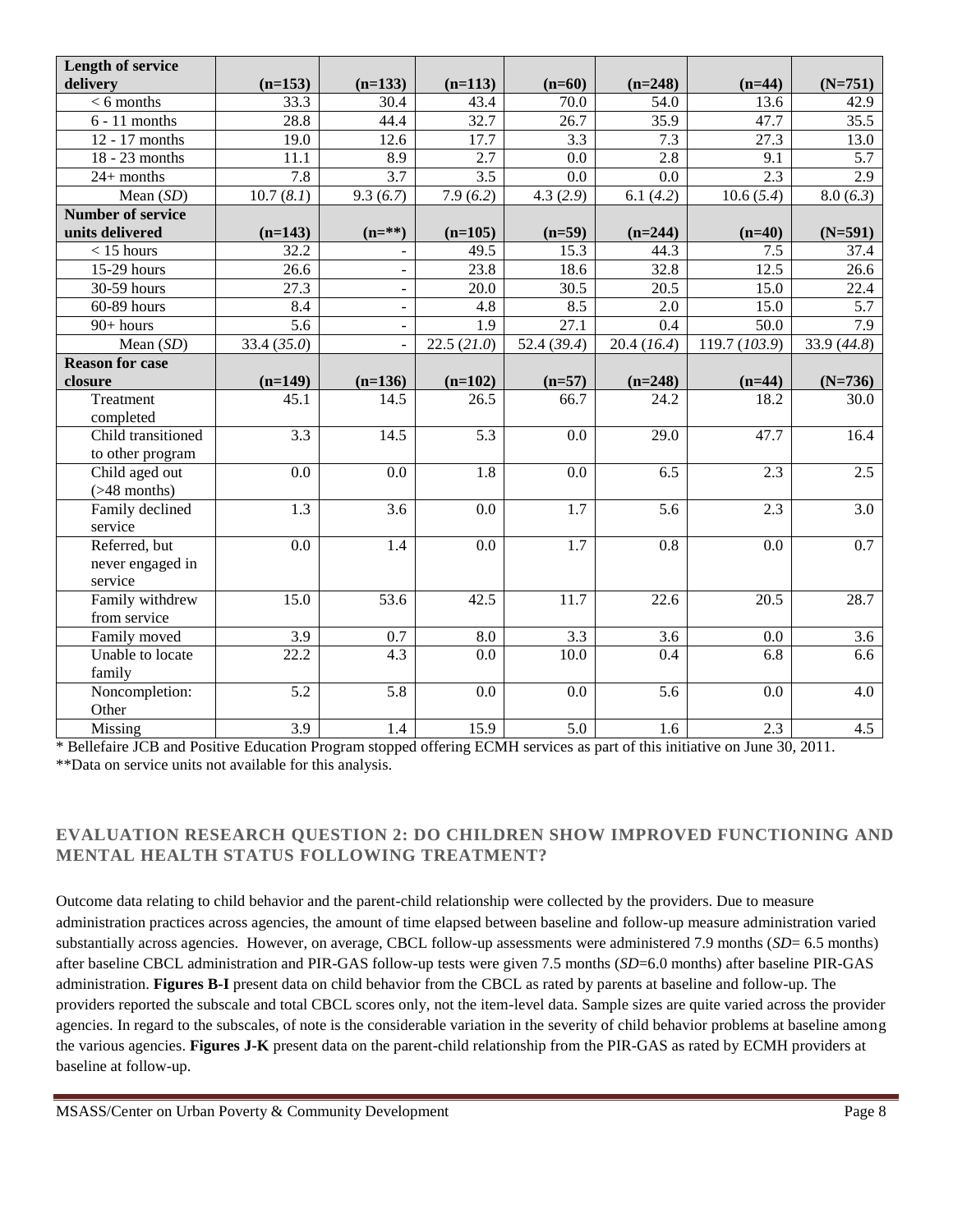| **Length of service delivery** | **(n=153)** | **(n=133)** | **(n=113)** | **(n=60)** | **(n=248)** | **(n=44)** | **(N=751)** |
|---|---|---|---|---|---|---|---|
| < 6 months | 33.3 | 30.4 | 43.4 | 70.0 | 54.0 | 13.6 | 42.9 |
| 6 - 11 months | 28.8 | 44.4 | 32.7 | 26.7 | 35.9 | 47.7 | 35.5 |
| 12 - 17 months | 19.0 | 12.6 | 17.7 | 3.3 | 7.3 | 27.3 | 13.0 |
| 18 - 23 months | 11.1 | 8.9 | 2.7 | 0.0 | 2.8 | 9.1 | 5.7 |
| 24+ months | 7.8 | 3.7 | 3.5 | 0.0 | 0.0 | 2.3 | 2.9 |
| Mean (*SD*) | 10.7 (*8.1*) | 9.3 (*6.7*) | 7.9 (*6.2*) | 4.3 (*2.9*) | 6.1 (*4.2*) | 10.6 (*5.4*) | 8.0 (*6.3*) |
| **Number of service units delivered** | **(n=143)** | **(n=\*\*)** | **(n=105)** | **(n=59)** | **(n=244)** | **(n=40)** | **(N=591)** |
| < 15 hours | 32.2 | - | 49.5 | 15.3 | 44.3 | 7.5 | 37.4 |
| 15-29 hours | 26.6 | - | 23.8 | 18.6 | 32.8 | 12.5 | 26.6 |
| 30-59 hours | 27.3 | - | 20.0 | 30.5 | 20.5 | 15.0 | 22.4 |
| 60-89 hours | 8.4 | - | 4.8 | 8.5 | 2.0 | 15.0 | 5.7 |
| 90+ hours | 5.6 | - | 1.9 | 27.1 | 0.4 | 50.0 | 7.9 |
| Mean (*SD*) | 33.4 (*35.0*) | - | 22.5 (*21.0*) | 52.4 (*39.4*) | 20.4 (*16.4*) | 119.7 (*103.9*) | 33.9 (*44.8*) |
| **Reason for case closure** | **(n=149)** | **(n=136)** | **(n=102)** | **(n=57)** | **(n=248)** | **(n=44)** | **(N=736)** |
| Treatment completed | 45.1 | 14.5 | 26.5 | 66.7 | 24.2 | 18.2 | 30.0 |
| Child transitioned to other program | 3.3 | 14.5 | 5.3 | 0.0 | 29.0 | 47.7 | 16.4 |
| Child aged out (>48 months) | 0.0 | 0.0 | 1.8 | 0.0 | 6.5 | 2.3 | 2.5 |
| Family declined service | 1.3 | 3.6 | 0.0 | 1.7 | 5.6 | 2.3 | 3.0 |
| Referred, but never engaged in service | 0.0 | 1.4 | 0.0 | 1.7 | 0.8 | 0.0 | 0.7 |
| Family withdrew from service | 15.0 | 53.6 | 42.5 | 11.7 | 22.6 | 20.5 | 28.7 |
| Family moved | 3.9 | 0.7 | 8.0 | 3.3 | 3.6 | 0.0 | 3.6 |
| Unable to locate family | 22.2 | 4.3 | 0.0 | 10.0 | 0.4 | 6.8 | 6.6 |
| Noncompletion: Other | 5.2 | 5.8 | 0.0 | 0.0 | 5.6 | 0.0 | 4.0 |
| Missing | 3.9 | 1.4 | 15.9 | 5.0 | 1.6 | 2.3 | 4.5 |

\* Bellefaire JCB and Positive Education Program stopped offering ECMH services as part of this initiative on June 30, 2011.
\*\*Data on service units not available for this analysis.

## EVALUATION RESEARCH QUESTION 2: DO CHILDREN SHOW IMPROVED FUNCTIONING AND MENTAL HEALTH STATUS FOLLOWING TREATMENT?

Outcome data relating to child behavior and the parent-child relationship were collected by the providers. Due to measure administration practices across agencies, the amount of time elapsed between baseline and follow-up measure administration varied substantially across agencies. However, on average, CBCL follow-up assessments were administered 7.9 months (*SD*= 6.5 months) after baseline CBCL administration and PIR-GAS follow-up tests were given 7.5 months (*SD*=6.0 months) after baseline PIR-GAS administration. **Figures B-I** present data on child behavior from the CBCL as rated by parents at baseline and follow-up. The providers reported the subscale and total CBCL scores only, not the item-level data. Sample sizes are quite varied across the provider agencies. In regard to the subscales, of note is the considerable variation in the severity of child behavior problems at baseline among the various agencies. **Figures J-K** present data on the parent-child relationship from the PIR-GAS as rated by ECMH providers at baseline at follow-up.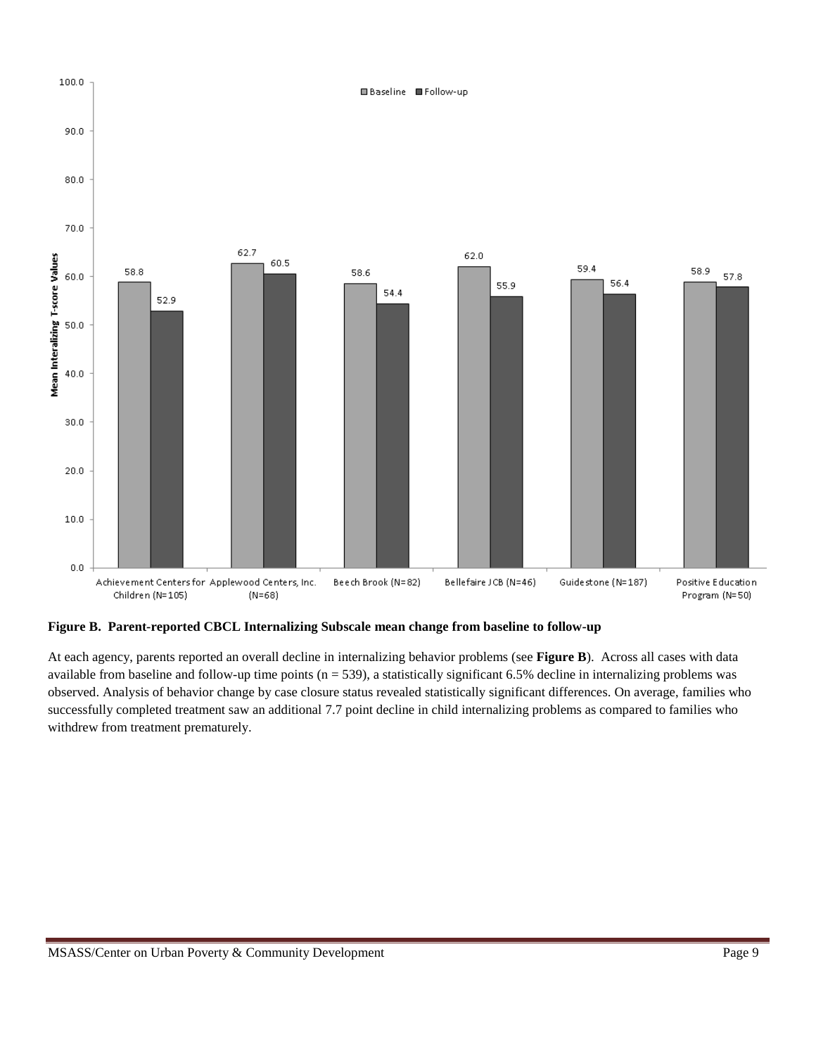**Figure B. Parent-reported CBCL Internalizing Subscale mean change from baseline to follow-up**

At each agency, parents reported an overall decline in internalizing behavior problems (see **Figure B**). Across all cases with data available from baseline and follow-up time points (n = 539), a statistically significant 6.5% decline in internalizing problems was observed. Analysis of behavior change by case closure status revealed statistically significant differences. On average, families who successfully completed treatment saw an additional 7.7 point decline in child internalizing problems as compared to families who withdrew from treatment prematurely.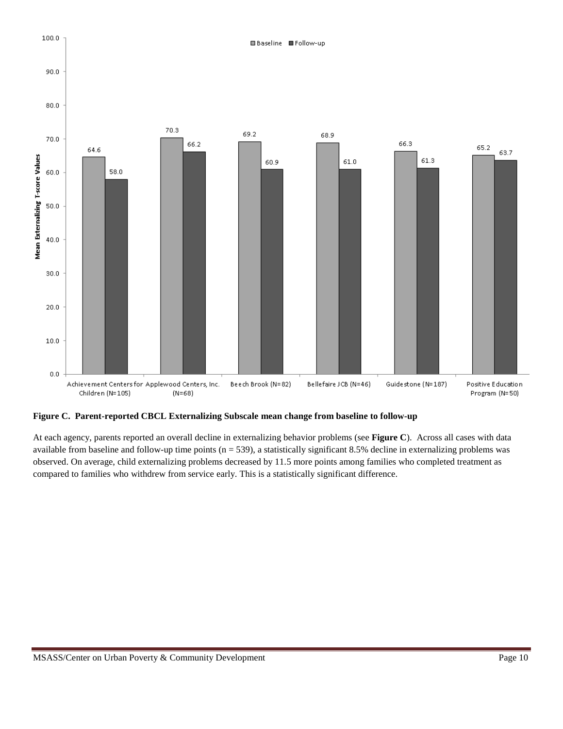**Figure C. Parent-reported CBCL Externalizing Subscale mean change from baseline to follow-up**

At each agency, parents reported an overall decline in externalizing behavior problems (see **Figure C**). Across all cases with data available from baseline and follow-up time points (n = 539), a statistically significant 8.5% decline in externalizing problems was observed. On average, child externalizing problems decreased by 11.5 more points among families who completed treatment as compared to families who withdrew from service early. This is a statistically significant difference.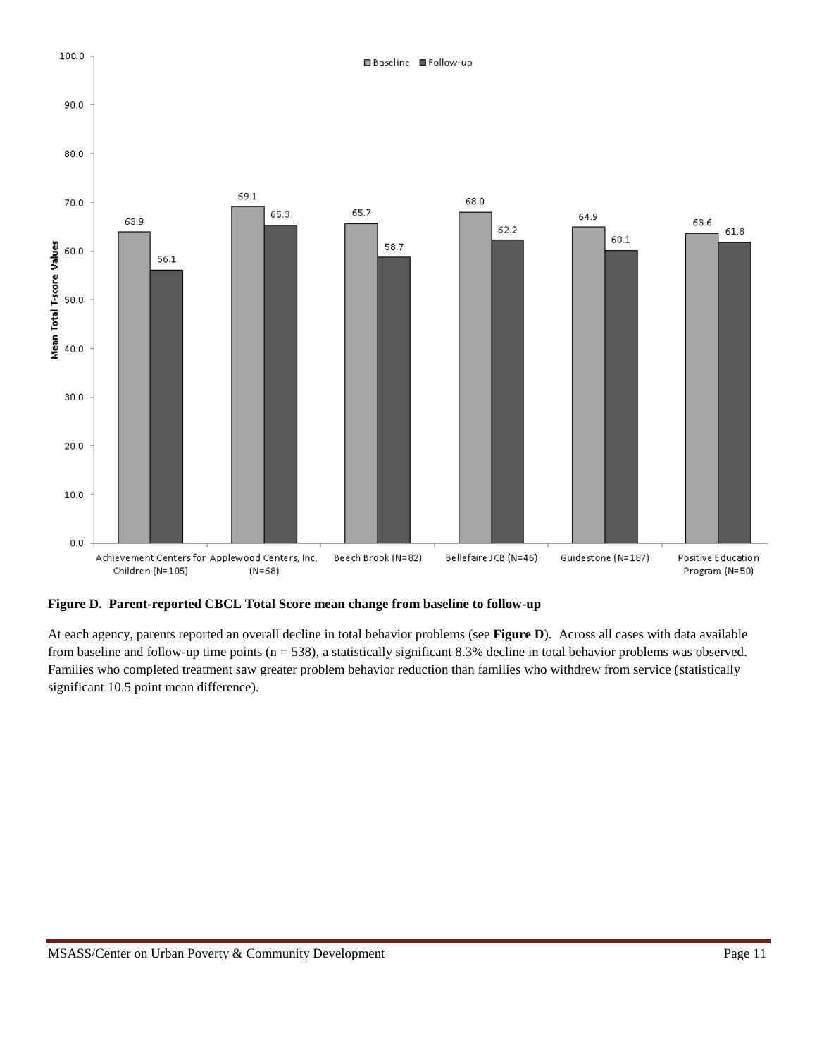**Figure D. Parent-reported CBCL Total Score mean change from baseline to follow-up**

At each agency, parents reported an overall decline in total behavior problems (see **Figure D**). Across all cases with data available from baseline and follow-up time points (n = 538), a statistically significant 8.3% decline in total behavior problems was observed. Families who completed treatment saw greater problem behavior reduction than families who withdrew from service (statistically significant 10.5 point mean difference).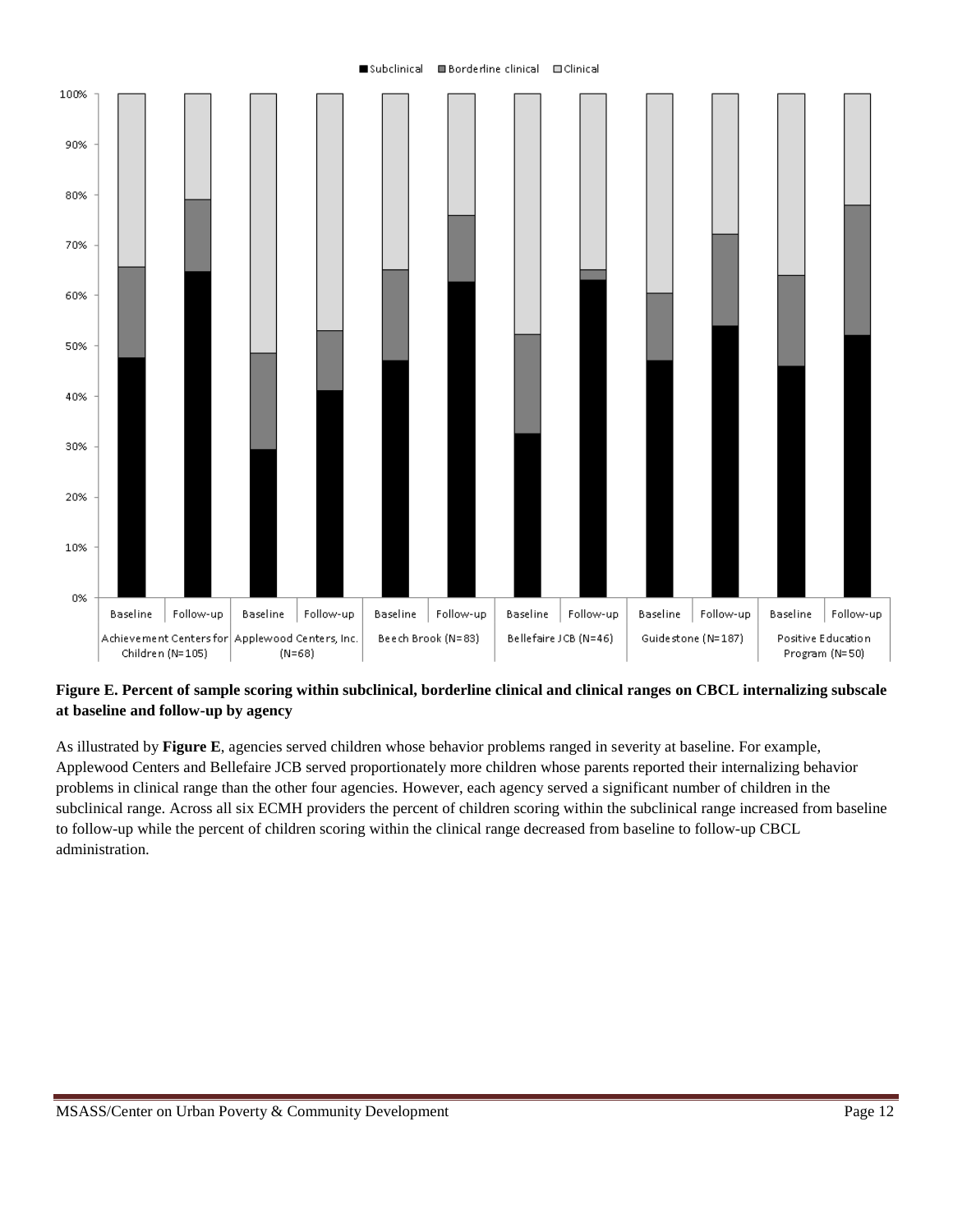**Figure E. Percent of sample scoring within subclinical, borderline clinical and clinical ranges on CBCL internalizing subscale at baseline and follow-up by agency**

As illustrated by **Figure E**, agencies served children whose behavior problems ranged in severity at baseline. For example, Applewood Centers and Bellefaire JCB served proportionately more children whose parents reported their internalizing behavior problems in clinical range than the other four agencies. However, each agency served a significant number of children in the subclinical range. Across all six ECMH providers the percent of children scoring within the subclinical range increased from baseline to follow-up while the percent of children scoring within the clinical range decreased from baseline to follow-up CBCL administration.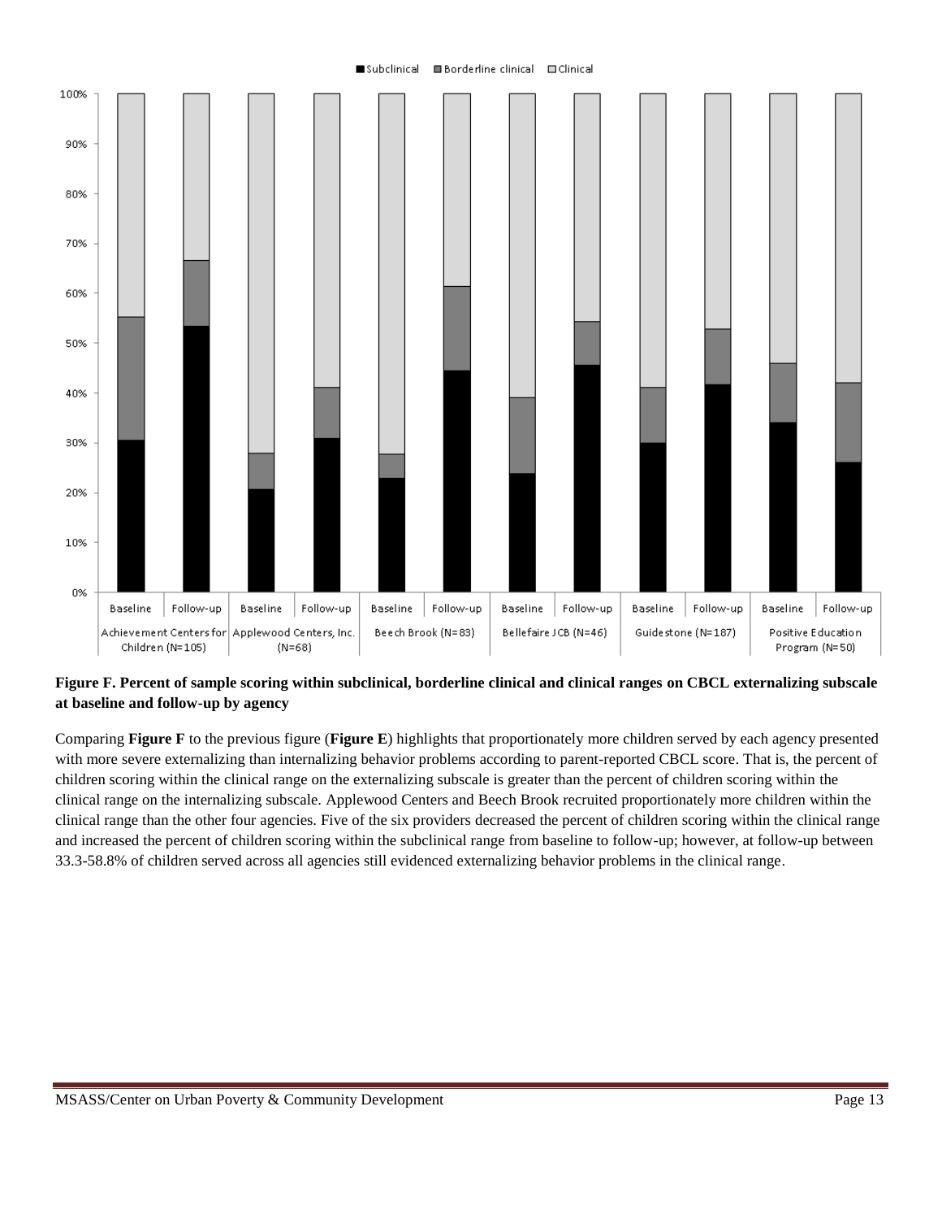**Figure F. Percent of sample scoring within subclinical, borderline clinical and clinical ranges on CBCL externalizing subscale at baseline and follow-up by agency**

Comparing **Figure F** to the previous figure (**Figure E**) highlights that proportionately more children served by each agency presented with more severe externalizing than internalizing behavior problems according to parent-reported CBCL score. That is, the percent of children scoring within the clinical range on the externalizing subscale is greater than the percent of children scoring within the clinical range on the internalizing subscale. Applewood Centers and Beech Brook recruited proportionately more children within the clinical range than the other four agencies. Five of the six providers decreased the percent of children scoring within the clinical range and increased the percent of children scoring within the subclinical range from baseline to follow-up; however, at follow-up between 33.3-58.8% of children served across all agencies still evidenced externalizing behavior problems in the clinical range.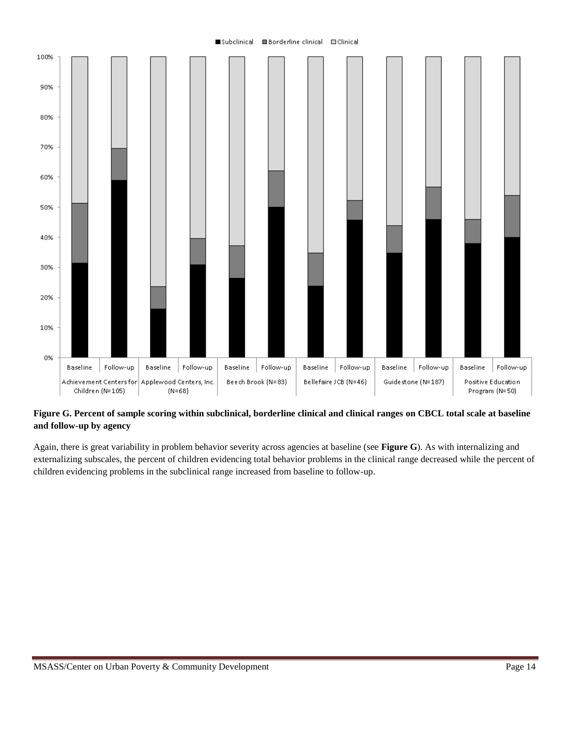**Figure G. Percent of sample scoring within subclinical, borderline clinical and clinical ranges on CBCL total scale at baseline and follow-up by agency**

Again, there is great variability in problem behavior severity across agencies at baseline (see **Figure G**). As with internalizing and externalizing subscales, the percent of children evidencing total behavior problems in the clinical range decreased while the percent of children evidencing problems in the subclinical range increased from baseline to follow-up.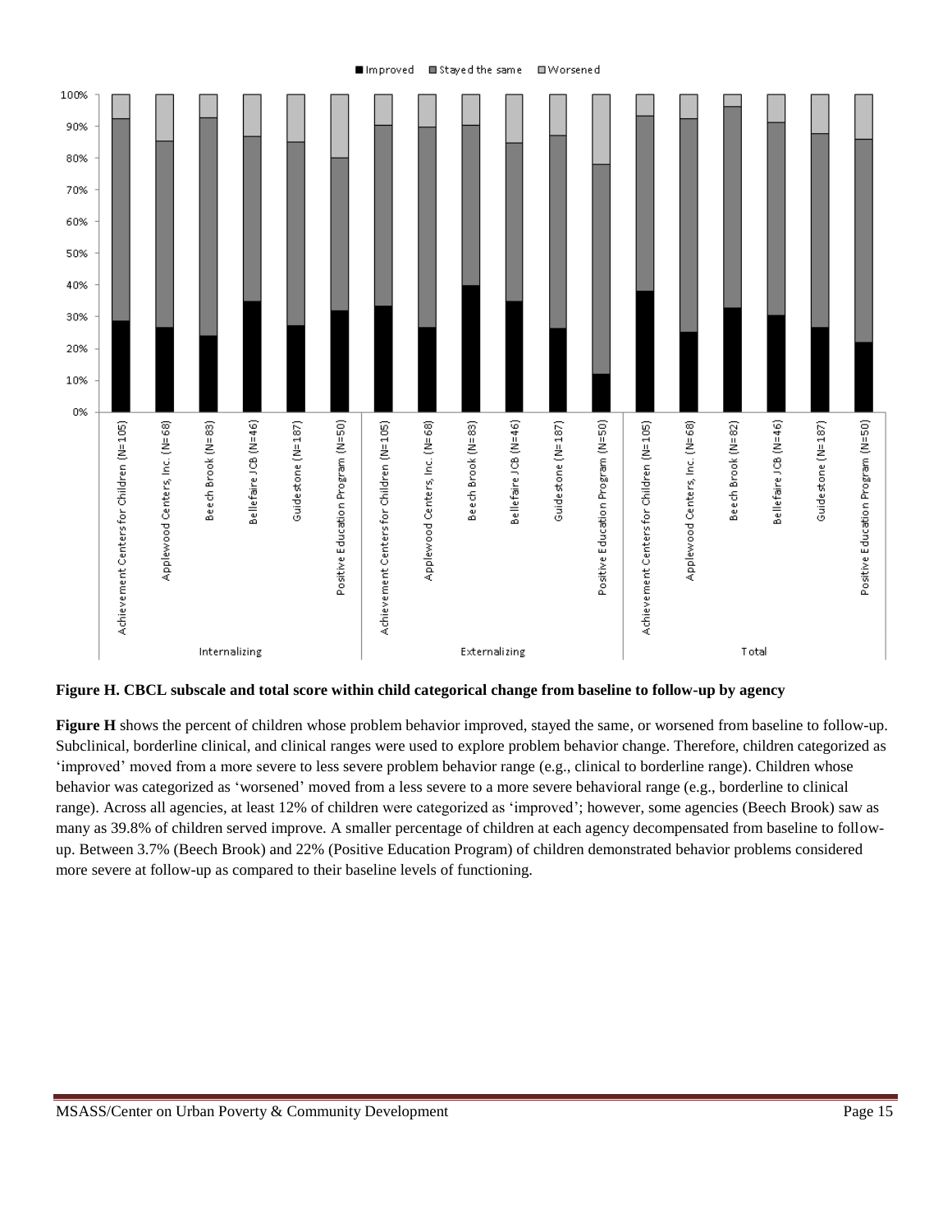**Figure H. CBCL subscale and total score within child categorical change from baseline to follow-up by agency**

**Figure H** shows the percent of children whose problem behavior improved, stayed the same, or worsened from baseline to follow-up. Subclinical, borderline clinical, and clinical ranges were used to explore problem behavior change. Therefore, children categorized as 'improved' moved from a more severe to less severe problem behavior range (e.g., clinical to borderline range). Children whose behavior was categorized as 'worsened' moved from a less severe to a more severe behavioral range (e.g., borderline to clinical range). Across all agencies, at least 12% of children were categorized as 'improved'; however, some agencies (Beech Brook) saw as many as 39.8% of children served improve. A smaller percentage of children at each agency decompensated from baseline to follow-up. Between 3.7% (Beech Brook) and 22% (Positive Education Program) of children demonstrated behavior problems considered more severe at follow-up as compared to their baseline levels of functioning.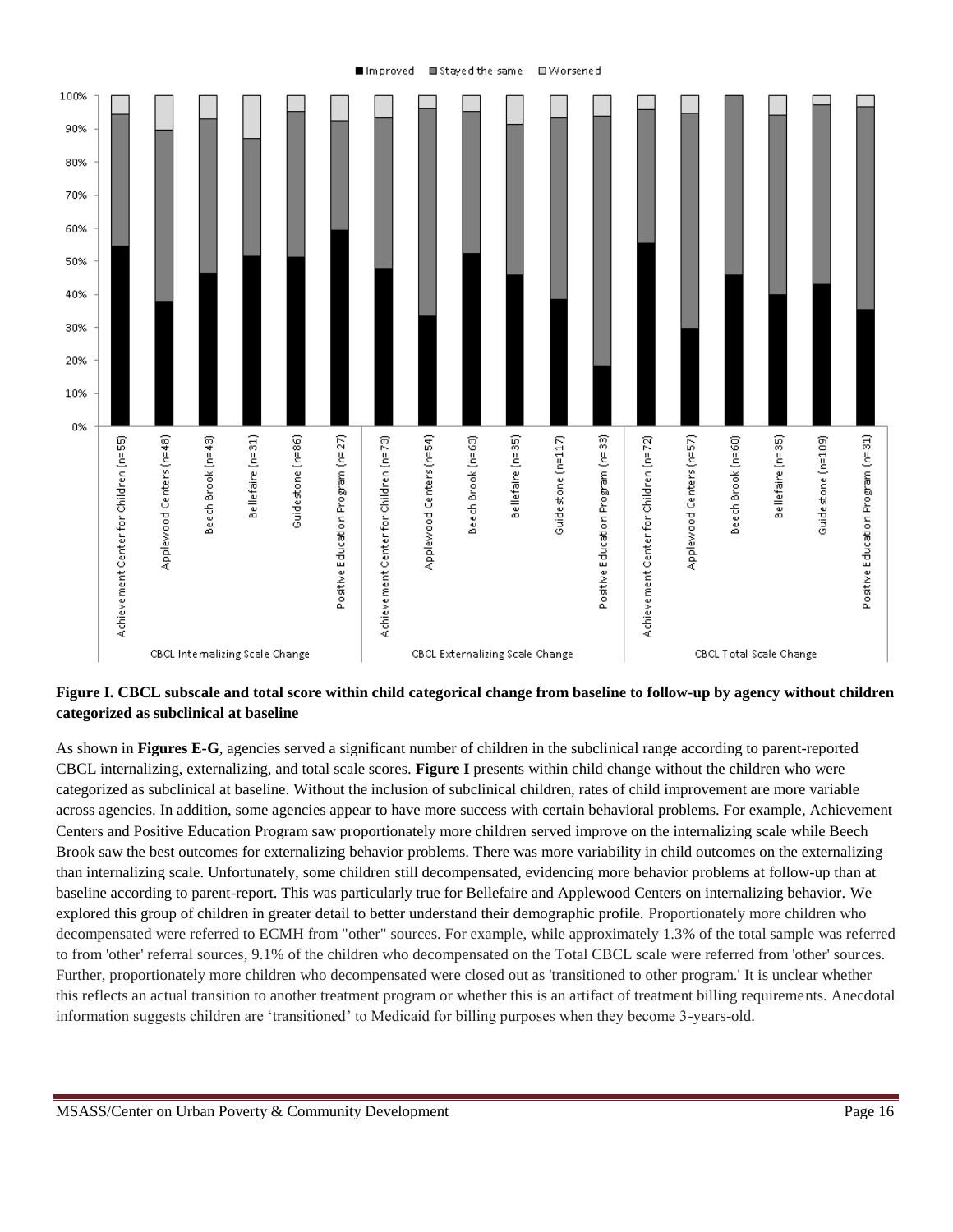**Figure I. CBCL subscale and total score within child categorical change from baseline to follow-up by agency without children categorized as subclinical at baseline**

As shown in **Figures E-G**, agencies served a significant number of children in the subclinical range according to parent-reported CBCL internalizing, externalizing, and total scale scores. **Figure I** presents within child change without the children who were categorized as subclinical at baseline. Without the inclusion of subclinical children, rates of child improvement are more variable across agencies. In addition, some agencies appear to have more success with certain behavioral problems. For example, Achievement Centers and Positive Education Program saw proportionately more children served improve on the internalizing scale while Beech Brook saw the best outcomes for externalizing behavior problems. There was more variability in child outcomes on the externalizing than internalizing scale. Unfortunately, some children still decompensated, evidencing more behavior problems at follow-up than at baseline according to parent-report. This was particularly true for Bellefaire and Applewood Centers on internalizing behavior. We explored this group of children in greater detail to better understand their demographic profile. Proportionately more children who decompensated were referred to ECMH from "other" sources. For example, while approximately 1.3% of the total sample was referred to from 'other' referral sources, 9.1% of the children who decompensated on the Total CBCL scale were referred from 'other' sources. Further, proportionately more children who decompensated were closed out as 'transitioned to other program.' It is unclear whether this reflects an actual transition to another treatment program or whether this is an artifact of treatment billing requirements. Anecdotal information suggests children are 'transitioned' to Medicaid for billing purposes when they become 3-years-old.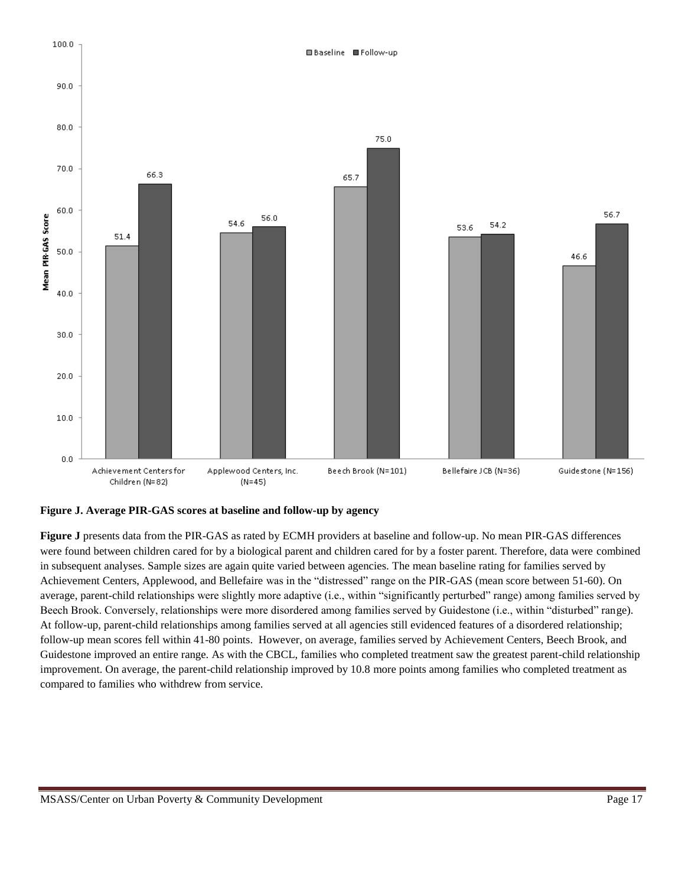**Figure J. Average PIR-GAS scores at baseline and follow-up by agency**

**Figure J** presents data from the PIR-GAS as rated by ECMH providers at baseline and follow-up. No mean PIR-GAS differences were found between children cared for by a biological parent and children cared for by a foster parent. Therefore, data were combined in subsequent analyses. Sample sizes are again quite varied between agencies. The mean baseline rating for families served by Achievement Centers, Applewood, and Bellefaire was in the "distressed" range on the PIR-GAS (mean score between 51-60). On average, parent-child relationships were slightly more adaptive (i.e., within "significantly perturbed" range) among families served by Beech Brook. Conversely, relationships were more disordered among families served by Guidestone (i.e., within "disturbed" range). At follow-up, parent-child relationships among families served at all agencies still evidenced features of a disordered relationship; follow-up mean scores fell within 41-80 points. However, on average, families served by Achievement Centers, Beech Brook, and Guidestone improved an entire range. As with the CBCL, families who completed treatment saw the greatest parent-child relationship improvement. On average, the parent-child relationship improved by 10.8 more points among families who completed treatment as compared to families who withdrew from service.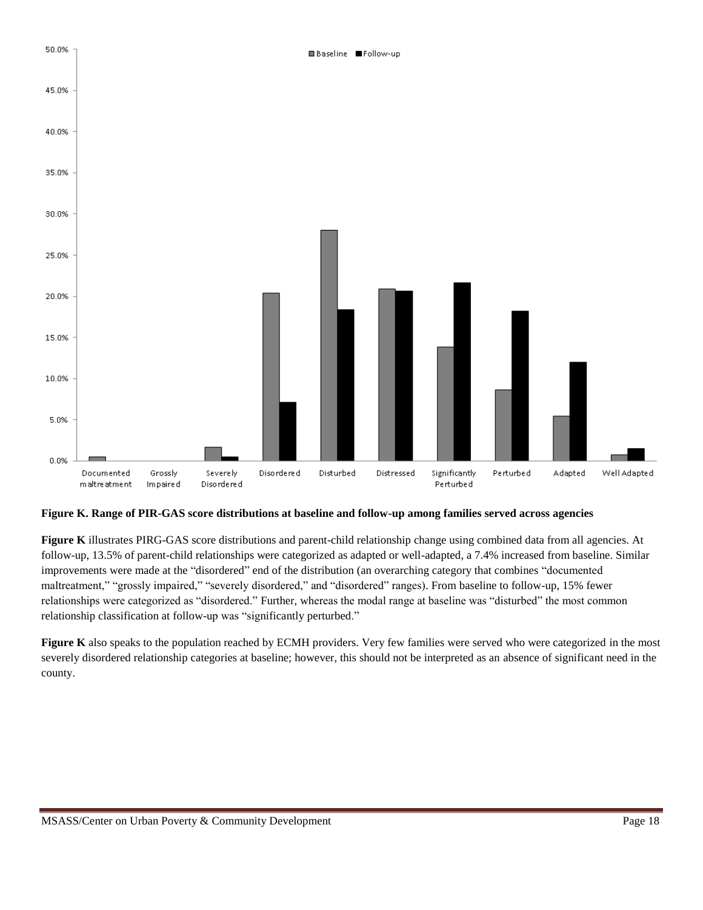**Figure K. Range of PIR-GAS score distributions at baseline and follow-up among families served across agencies**

**Figure K** illustrates PIRG-GAS score distributions and parent-child relationship change using combined data from all agencies. At follow-up, 13.5% of parent-child relationships were categorized as adapted or well-adapted, a 7.4% increased from baseline. Similar improvements were made at the "disordered" end of the distribution (an overarching category that combines "documented maltreatment," "grossly impaired," "severely disordered," and "disordered" ranges). From baseline to follow-up, 15% fewer relationships were categorized as "disordered." Further, whereas the modal range at baseline was "disturbed" the most common relationship classification at follow-up was "significantly perturbed."

**Figure K** also speaks to the population reached by ECMH providers. Very few families were served who were categorized in the most severely disordered relationship categories at baseline; however, this should not be interpreted as an absence of significant need in the county.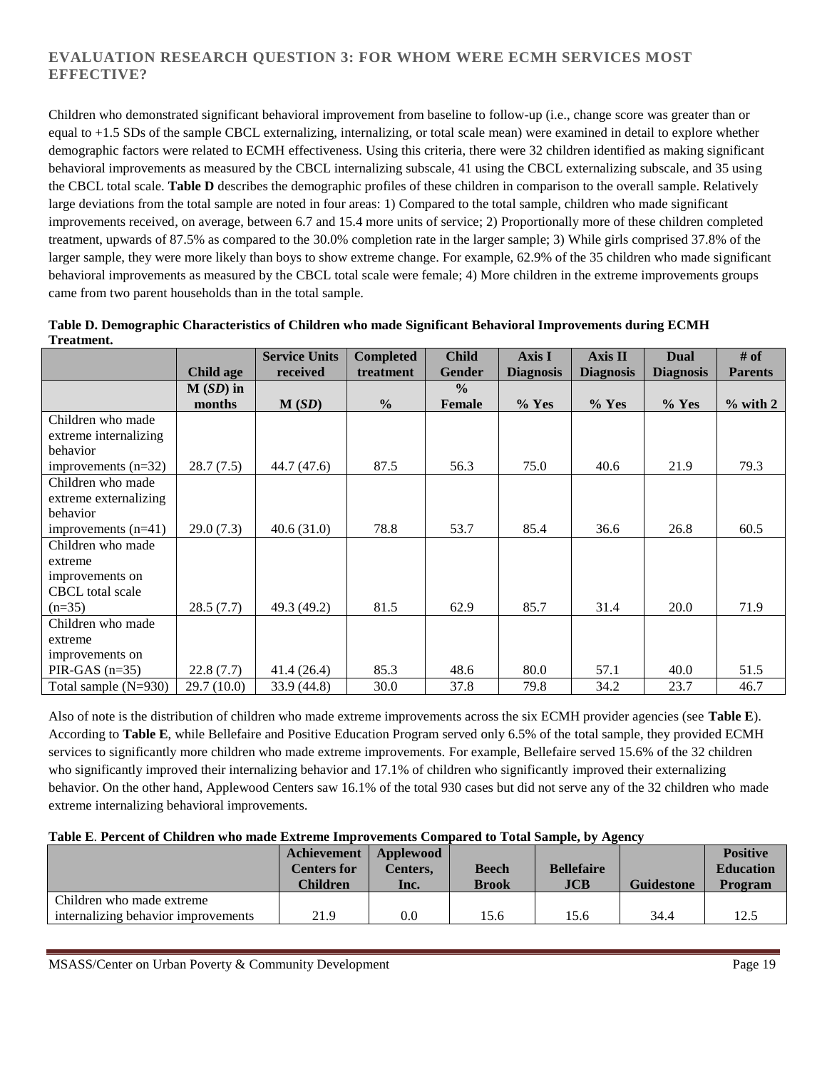### EVALUATION RESEARCH QUESTION 3: FOR WHOM WERE ECMH SERVICES MOST EFFECTIVE?

Children who demonstrated significant behavioral improvement from baseline to follow-up (i.e., change score was greater than or equal to +1.5 SDs of the sample CBCL externalizing, internalizing, or total scale mean) were examined in detail to explore whether demographic factors were related to ECMH effectiveness. Using this criteria, there were 32 children identified as making significant behavioral improvements as measured by the CBCL internalizing subscale, 41 using the CBCL externalizing subscale, and 35 using the CBCL total scale. **Table D** describes the demographic profiles of these children in comparison to the overall sample. Relatively large deviations from the total sample are noted in four areas: 1) Compared to the total sample, children who made significant improvements received, on average, between 6.7 and 15.4 more units of service; 2) Proportionally more of these children completed treatment, upwards of 87.5% as compared to the 30.0% completion rate in the larger sample; 3) While girls comprised 37.8% of the larger sample, they were more likely than boys to show extreme change. For example, 62.9% of the 35 children who made significant behavioral improvements as measured by the CBCL total scale were female; 4) More children in the extreme improvements groups came from two parent households than in the total sample.

**Table D. Demographic Characteristics of Children who made Significant Behavioral Improvements during ECMH Treatment.**

| | Child age | Service Units received | Completed treatment | Child Gender | Axis I Diagnosis | Axis II Diagnosis | Dual Diagnosis | # of Parents |
|---|---|---|---|---|---|---|---|---|
| | M (*SD*) in months | M (*SD*) | % | % Female | % Yes | % Yes | % Yes | % with 2 |
| Children who made extreme internalizing behavior improvements (n=32) | 28.7 (7.5) | 44.7 (47.6) | 87.5 | 56.3 | 75.0 | 40.6 | 21.9 | 79.3 |
| Children who made extreme externalizing behavior improvements (n=41) | 29.0 (7.3) | 40.6 (31.0) | 78.8 | 53.7 | 85.4 | 36.6 | 26.8 | 60.5 |
| Children who made extreme improvements on CBCL total scale (n=35) | 28.5 (7.7) | 49.3 (49.2) | 81.5 | 62.9 | 85.7 | 31.4 | 20.0 | 71.9 |
| Children who made extreme improvements on PIR-GAS (n=35) | 22.8 (7.7) | 41.4 (26.4) | 85.3 | 48.6 | 80.0 | 57.1 | 40.0 | 51.5 |
| Total sample (N=930) | 29.7 (10.0) | 33.9 (44.8) | 30.0 | 37.8 | 79.8 | 34.2 | 23.7 | 46.7 |

Also of note is the distribution of children who made extreme improvements across the six ECMH provider agencies (see **Table E**). According to **Table E**, while Bellefaire and Positive Education Program served only 6.5% of the total sample, they provided ECMH services to significantly more children who made extreme improvements. For example, Bellefaire served 15.6% of the 32 children who significantly improved their internalizing behavior and 17.1% of children who significantly improved their externalizing behavior. On the other hand, Applewood Centers saw 16.1% of the total 930 cases but did not serve any of the 32 children who made extreme internalizing behavioral improvements.

**Table E. Percent of Children who made Extreme Improvements Compared to Total Sample, by Agency**

| | Achievement Centers for Children | Applewood Centers, Inc. | Beech Brook | Bellefaire JCB | Guidestone | Positive Education Program |
|---|---|---|---|---|---|---|
| Children who made extreme internalizing behavior improvements | 21.9 | 0.0 | 15.6 | 15.6 | 34.4 | 12.5 |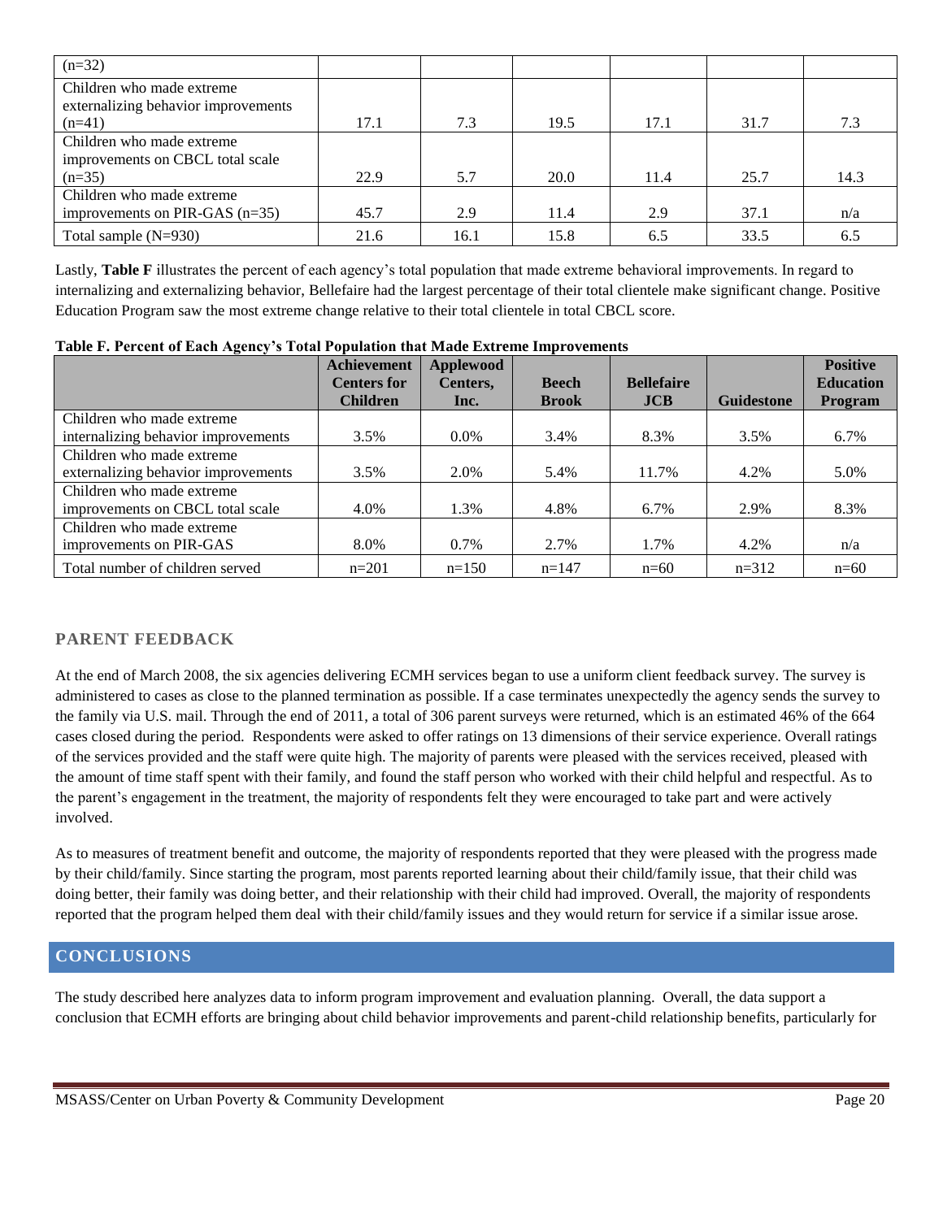| (n=32) | | | | | | |
|---|---|---|---|---|---|---|
| Children who made extreme externalizing behavior improvements (n=41) | 17.1 | 7.3 | 19.5 | 17.1 | 31.7 | 7.3 |
| Children who made extreme improvements on CBCL total scale (n=35) | 22.9 | 5.7 | 20.0 | 11.4 | 25.7 | 14.3 |
| Children who made extreme improvements on PIR-GAS (n=35) | 45.7 | 2.9 | 11.4 | 2.9 | 37.1 | n/a |
| Total sample (N=930) | 21.6 | 16.1 | 15.8 | 6.5 | 33.5 | 6.5 |

Lastly, **Table F** illustrates the percent of each agency's total population that made extreme behavioral improvements. In regard to internalizing and externalizing behavior, Bellefaire had the largest percentage of their total clientele make significant change. Positive Education Program saw the most extreme change relative to their total clientele in total CBCL score.

**Table F. Percent of Each Agency's Total Population that Made Extreme Improvements**

| | Achievement Centers for Children | Applewood Centers, Inc. | Beech Brook | Bellefaire JCB | Guidestone | Positive Education Program |
|---|---|---|---|---|---|---|
| Children who made extreme internalizing behavior improvements | 3.5% | 0.0% | 3.4% | 8.3% | 3.5% | 6.7% |
| Children who made extreme externalizing behavior improvements | 3.5% | 2.0% | 5.4% | 11.7% | 4.2% | 5.0% |
| Children who made extreme improvements on CBCL total scale | 4.0% | 1.3% | 4.8% | 6.7% | 2.9% | 8.3% |
| Children who made extreme improvements on PIR-GAS | 8.0% | 0.7% | 2.7% | 1.7% | 4.2% | n/a |
| Total number of children served | n=201 | n=150 | n=147 | n=60 | n=312 | n=60 |

## PARENT FEEDBACK

At the end of March 2008, the six agencies delivering ECMH services began to use a uniform client feedback survey. The survey is administered to cases as close to the planned termination as possible. If a case terminates unexpectedly the agency sends the survey to the family via U.S. mail. Through the end of 2011, a total of 306 parent surveys were returned, which is an estimated 46% of the 664 cases closed during the period. Respondents were asked to offer ratings on 13 dimensions of their service experience. Overall ratings of the services provided and the staff were quite high. The majority of parents were pleased with the services received, pleased with the amount of time staff spent with their family, and found the staff person who worked with their child helpful and respectful. As to the parent's engagement in the treatment, the majority of respondents felt they were encouraged to take part and were actively involved.

As to measures of treatment benefit and outcome, the majority of respondents reported that they were pleased with the progress made by their child/family. Since starting the program, most parents reported learning about their child/family issue, that their child was doing better, their family was doing better, and their relationship with their child had improved. Overall, the majority of respondents reported that the program helped them deal with their child/family issues and they would return for service if a similar issue arose.

## CONCLUSIONS

The study described here analyzes data to inform program improvement and evaluation planning. Overall, the data support a conclusion that ECMH efforts are bringing about child behavior improvements and parent-child relationship benefits, particularly for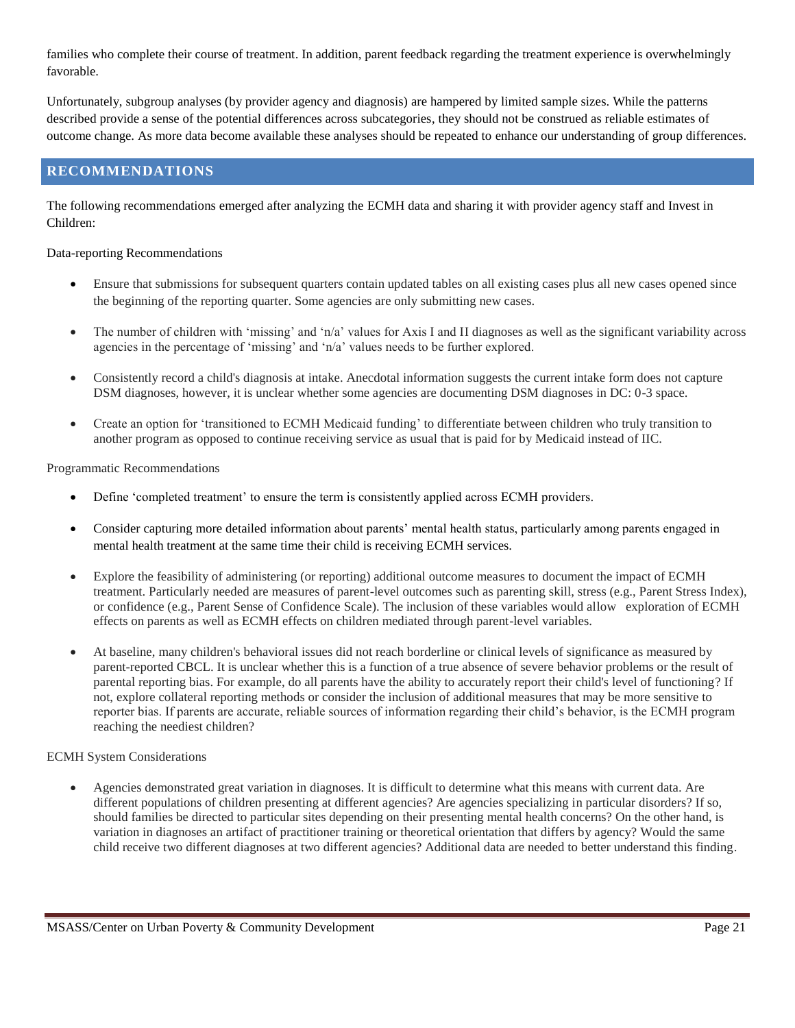families who complete their course of treatment. In addition, parent feedback regarding the treatment experience is overwhelmingly favorable.

Unfortunately, subgroup analyses (by provider agency and diagnosis) are hampered by limited sample sizes. While the patterns described provide a sense of the potential differences across subcategories, they should not be construed as reliable estimates of outcome change. As more data become available these analyses should be repeated to enhance our understanding of group differences.

## RECOMMENDATIONS

The following recommendations emerged after analyzing the ECMH data and sharing it with provider agency staff and Invest in Children:

Data-reporting Recommendations

- Ensure that submissions for subsequent quarters contain updated tables on all existing cases plus all new cases opened since the beginning of the reporting quarter. Some agencies are only submitting new cases.
- The number of children with 'missing' and 'n/a' values for Axis I and II diagnoses as well as the significant variability across agencies in the percentage of 'missing' and 'n/a' values needs to be further explored.
- Consistently record a child's diagnosis at intake. Anecdotal information suggests the current intake form does not capture DSM diagnoses, however, it is unclear whether some agencies are documenting DSM diagnoses in DC: 0-3 space.
- Create an option for 'transitioned to ECMH Medicaid funding' to differentiate between children who truly transition to another program as opposed to continue receiving service as usual that is paid for by Medicaid instead of IIC.

Programmatic Recommendations

- Define 'completed treatment' to ensure the term is consistently applied across ECMH providers.
- Consider capturing more detailed information about parents' mental health status, particularly among parents engaged in mental health treatment at the same time their child is receiving ECMH services.
- Explore the feasibility of administering (or reporting) additional outcome measures to document the impact of ECMH treatment. Particularly needed are measures of parent-level outcomes such as parenting skill, stress (e.g., Parent Stress Index), or confidence (e.g., Parent Sense of Confidence Scale). The inclusion of these variables would allow exploration of ECMH effects on parents as well as ECMH effects on children mediated through parent-level variables.
- At baseline, many children's behavioral issues did not reach borderline or clinical levels of significance as measured by parent-reported CBCL. It is unclear whether this is a function of a true absence of severe behavior problems or the result of parental reporting bias. For example, do all parents have the ability to accurately report their child's level of functioning? If not, explore collateral reporting methods or consider the inclusion of additional measures that may be more sensitive to reporter bias. If parents are accurate, reliable sources of information regarding their child's behavior, is the ECMH program reaching the neediest children?

ECMH System Considerations

- Agencies demonstrated great variation in diagnoses. It is difficult to determine what this means with current data. Are different populations of children presenting at different agencies? Are agencies specializing in particular disorders? If so, should families be directed to particular sites depending on their presenting mental health concerns? On the other hand, is variation in diagnoses an artifact of practitioner training or theoretical orientation that differs by agency? Would the same child receive two different diagnoses at two different agencies? Additional data are needed to better understand this finding.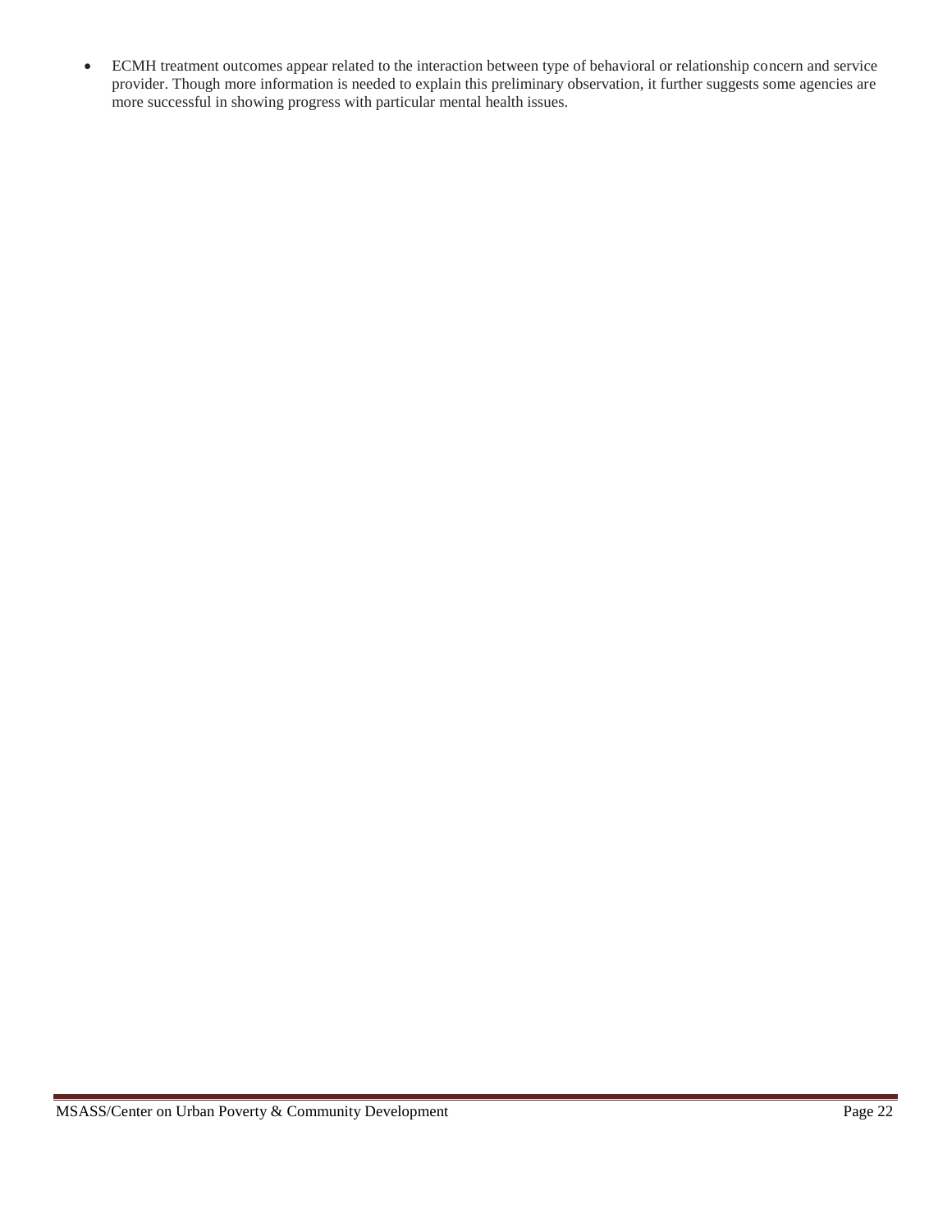- ECMH treatment outcomes appear related to the interaction between type of behavioral or relationship concern and service provider. Though more information is needed to explain this preliminary observation, it further suggests some agencies are more successful in showing progress with particular mental health issues.